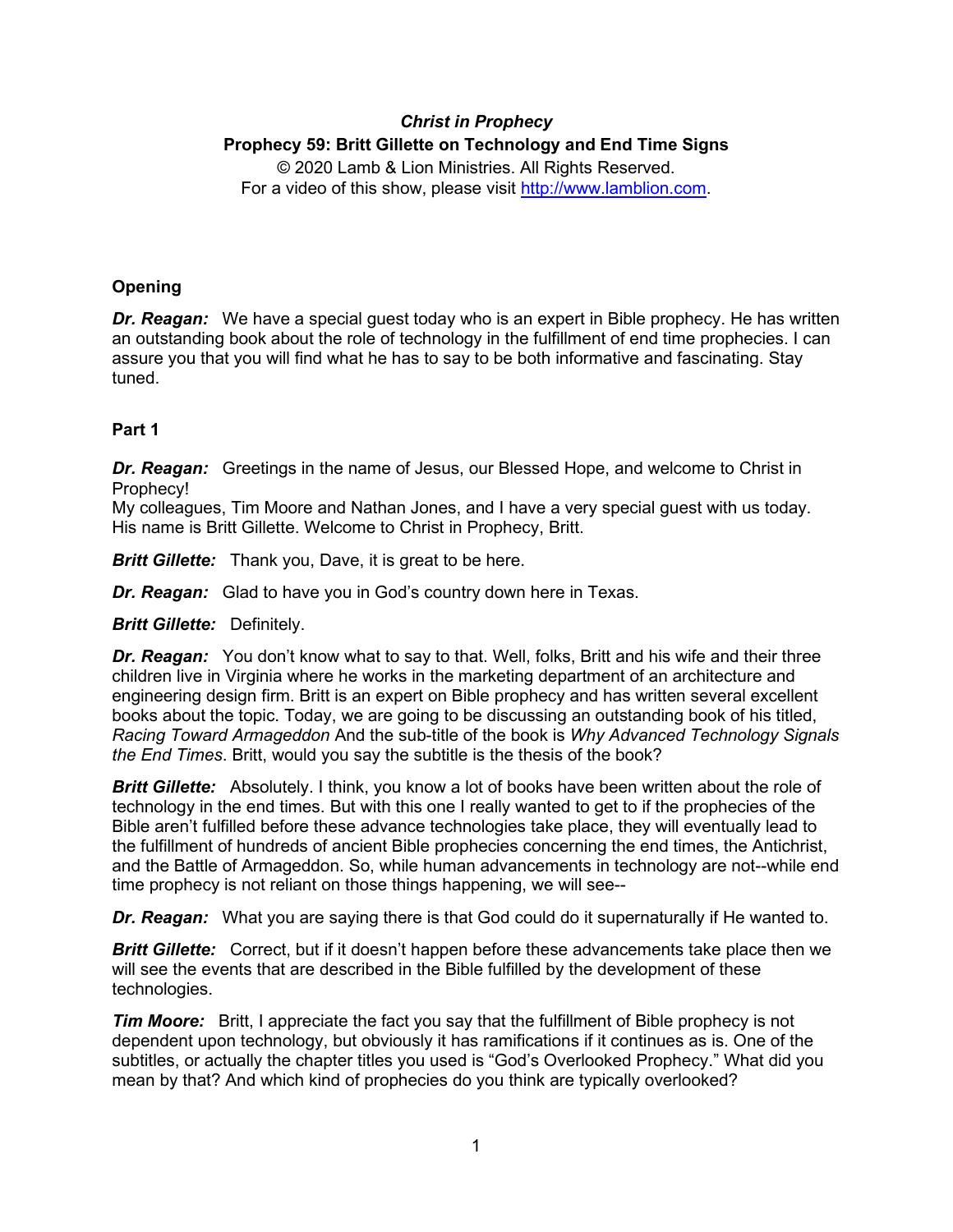***Christ in Prophecy***
**Prophecy 59: Britt Gillette on Technology and End Time Signs**
© 2020 Lamb & Lion Ministries. All Rights Reserved.
For a video of this show, please visit http://www.lamblion.com.

### Opening

***Dr. Reagan:*** We have a special guest today who is an expert in Bible prophecy. He has written an outstanding book about the role of technology in the fulfillment of end time prophecies. I can assure you that you will find what he has to say to be both informative and fascinating. Stay tuned.

### Part 1

***Dr. Reagan:*** Greetings in the name of Jesus, our Blessed Hope, and welcome to Christ in Prophecy!
My colleagues, Tim Moore and Nathan Jones, and I have a very special guest with us today. His name is Britt Gillette. Welcome to Christ in Prophecy, Britt.

***Britt Gillette:*** Thank you, Dave, it is great to be here.

***Dr. Reagan:*** Glad to have you in God's country down here in Texas.

***Britt Gillette:*** Definitely.

***Dr. Reagan:*** You don't know what to say to that. Well, folks, Britt and his wife and their three children live in Virginia where he works in the marketing department of an architecture and engineering design firm. Britt is an expert on Bible prophecy and has written several excellent books about the topic. Today, we are going to be discussing an outstanding book of his titled, *Racing Toward Armageddon* And the sub-title of the book is *Why Advanced Technology Signals the End Times*. Britt, would you say the subtitle is the thesis of the book?

***Britt Gillette:*** Absolutely. I think, you know a lot of books have been written about the role of technology in the end times. But with this one I really wanted to get to if the prophecies of the Bible aren't fulfilled before these advance technologies take place, they will eventually lead to the fulfillment of hundreds of ancient Bible prophecies concerning the end times, the Antichrist, and the Battle of Armageddon. So, while human advancements in technology are not--while end time prophecy is not reliant on those things happening, we will see--

***Dr. Reagan:*** What you are saying there is that God could do it supernaturally if He wanted to.

***Britt Gillette:*** Correct, but if it doesn't happen before these advancements take place then we will see the events that are described in the Bible fulfilled by the development of these technologies.

***Tim Moore:*** Britt, I appreciate the fact you say that the fulfillment of Bible prophecy is not dependent upon technology, but obviously it has ramifications if it continues as is. One of the subtitles, or actually the chapter titles you used is "God's Overlooked Prophecy." What did you mean by that? And which kind of prophecies do you think are typically overlooked?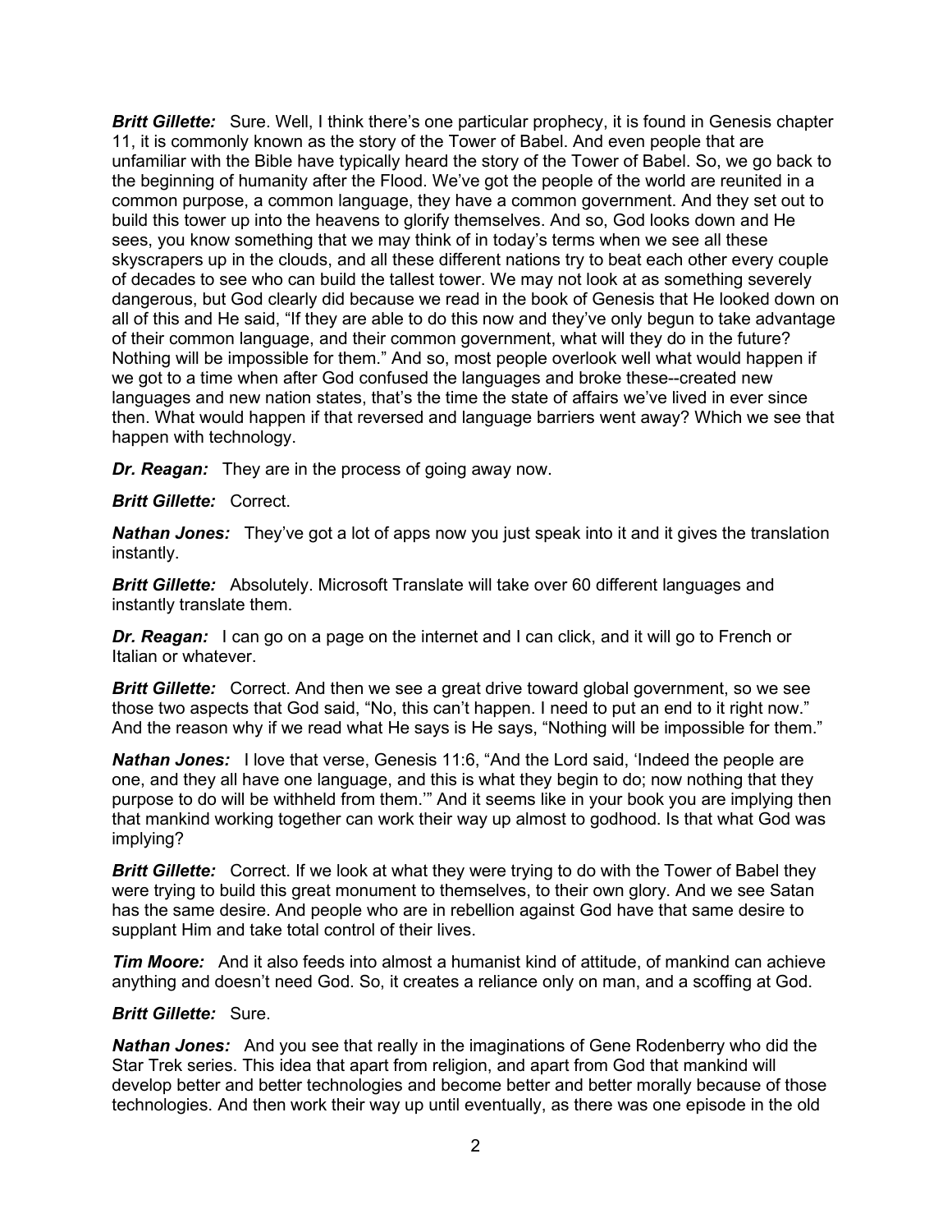***Britt Gillette:*** Sure. Well, I think there's one particular prophecy, it is found in Genesis chapter 11, it is commonly known as the story of the Tower of Babel. And even people that are unfamiliar with the Bible have typically heard the story of the Tower of Babel. So, we go back to the beginning of humanity after the Flood. We've got the people of the world are reunited in a common purpose, a common language, they have a common government. And they set out to build this tower up into the heavens to glorify themselves. And so, God looks down and He sees, you know something that we may think of in today's terms when we see all these skyscrapers up in the clouds, and all these different nations try to beat each other every couple of decades to see who can build the tallest tower. We may not look at as something severely dangerous, but God clearly did because we read in the book of Genesis that He looked down on all of this and He said, "If they are able to do this now and they've only begun to take advantage of their common language, and their common government, what will they do in the future? Nothing will be impossible for them." And so, most people overlook well what would happen if we got to a time when after God confused the languages and broke these--created new languages and new nation states, that's the time the state of affairs we've lived in ever since then. What would happen if that reversed and language barriers went away? Which we see that happen with technology.

***Dr. Reagan:*** They are in the process of going away now.

***Britt Gillette:*** Correct.

***Nathan Jones:*** They've got a lot of apps now you just speak into it and it gives the translation instantly.

***Britt Gillette:*** Absolutely. Microsoft Translate will take over 60 different languages and instantly translate them.

***Dr. Reagan:*** I can go on a page on the internet and I can click, and it will go to French or Italian or whatever.

***Britt Gillette:*** Correct. And then we see a great drive toward global government, so we see those two aspects that God said, "No, this can't happen. I need to put an end to it right now." And the reason why if we read what He says is He says, "Nothing will be impossible for them."

***Nathan Jones:*** I love that verse, Genesis 11:6, "And the Lord said, 'Indeed the people are one, and they all have one language, and this is what they begin to do; now nothing that they purpose to do will be withheld from them.'" And it seems like in your book you are implying then that mankind working together can work their way up almost to godhood. Is that what God was implying?

***Britt Gillette:*** Correct. If we look at what they were trying to do with the Tower of Babel they were trying to build this great monument to themselves, to their own glory. And we see Satan has the same desire. And people who are in rebellion against God have that same desire to supplant Him and take total control of their lives.

***Tim Moore:*** And it also feeds into almost a humanist kind of attitude, of mankind can achieve anything and doesn't need God. So, it creates a reliance only on man, and a scoffing at God.

***Britt Gillette:*** Sure.

***Nathan Jones:*** And you see that really in the imaginations of Gene Rodenberry who did the Star Trek series. This idea that apart from religion, and apart from God that mankind will develop better and better technologies and become better and better morally because of those technologies. And then work their way up until eventually, as there was one episode in the old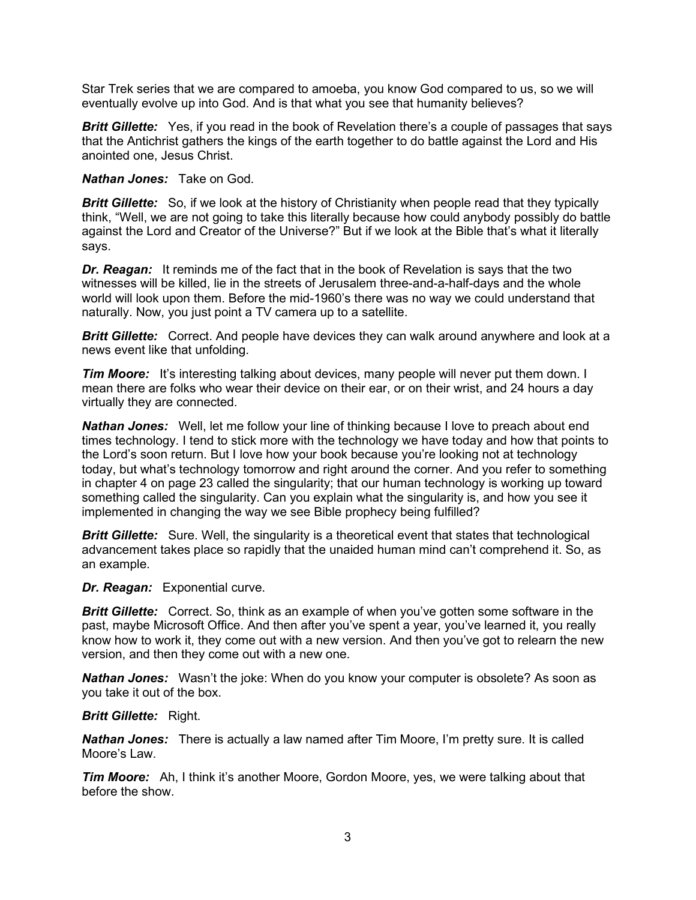Star Trek series that we are compared to amoeba, you know God compared to us, so we will eventually evolve up into God. And is that what you see that humanity believes?

***Britt Gillette:*** Yes, if you read in the book of Revelation there's a couple of passages that says that the Antichrist gathers the kings of the earth together to do battle against the Lord and His anointed one, Jesus Christ.

***Nathan Jones:*** Take on God.

***Britt Gillette:*** So, if we look at the history of Christianity when people read that they typically think, "Well, we are not going to take this literally because how could anybody possibly do battle against the Lord and Creator of the Universe?" But if we look at the Bible that's what it literally says.

***Dr. Reagan:*** It reminds me of the fact that in the book of Revelation is says that the two witnesses will be killed, lie in the streets of Jerusalem three-and-a-half-days and the whole world will look upon them. Before the mid-1960's there was no way we could understand that naturally. Now, you just point a TV camera up to a satellite.

***Britt Gillette:*** Correct. And people have devices they can walk around anywhere and look at a news event like that unfolding.

***Tim Moore:*** It's interesting talking about devices, many people will never put them down. I mean there are folks who wear their device on their ear, or on their wrist, and 24 hours a day virtually they are connected.

***Nathan Jones:*** Well, let me follow your line of thinking because I love to preach about end times technology. I tend to stick more with the technology we have today and how that points to the Lord's soon return. But I love how your book because you're looking not at technology today, but what's technology tomorrow and right around the corner. And you refer to something in chapter 4 on page 23 called the singularity; that our human technology is working up toward something called the singularity. Can you explain what the singularity is, and how you see it implemented in changing the way we see Bible prophecy being fulfilled?

***Britt Gillette:*** Sure. Well, the singularity is a theoretical event that states that technological advancement takes place so rapidly that the unaided human mind can't comprehend it. So, as an example.

***Dr. Reagan:*** Exponential curve.

***Britt Gillette:*** Correct. So, think as an example of when you've gotten some software in the past, maybe Microsoft Office. And then after you've spent a year, you've learned it, you really know how to work it, they come out with a new version. And then you've got to relearn the new version, and then they come out with a new one.

***Nathan Jones:*** Wasn't the joke: When do you know your computer is obsolete? As soon as you take it out of the box.

***Britt Gillette:*** Right.

***Nathan Jones:*** There is actually a law named after Tim Moore, I'm pretty sure. It is called Moore's Law.

***Tim Moore:*** Ah, I think it's another Moore, Gordon Moore, yes, we were talking about that before the show.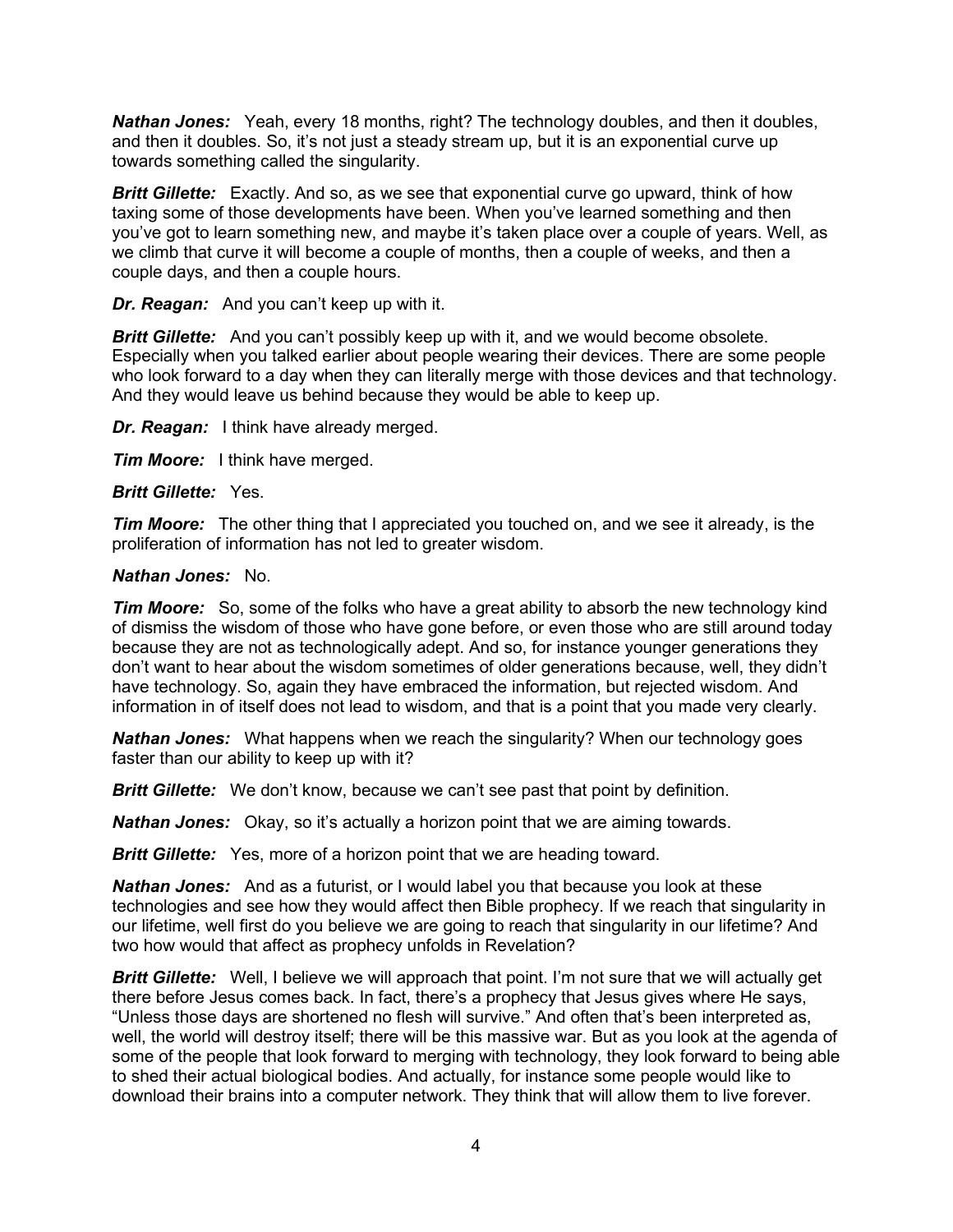***Nathan Jones:*** Yeah, every 18 months, right? The technology doubles, and then it doubles, and then it doubles. So, it's not just a steady stream up, but it is an exponential curve up towards something called the singularity.

***Britt Gillette:*** Exactly. And so, as we see that exponential curve go upward, think of how taxing some of those developments have been. When you've learned something and then you've got to learn something new, and maybe it's taken place over a couple of years. Well, as we climb that curve it will become a couple of months, then a couple of weeks, and then a couple days, and then a couple hours.

***Dr. Reagan:*** And you can't keep up with it.

***Britt Gillette:*** And you can't possibly keep up with it, and we would become obsolete. Especially when you talked earlier about people wearing their devices. There are some people who look forward to a day when they can literally merge with those devices and that technology. And they would leave us behind because they would be able to keep up.

***Dr. Reagan:*** I think have already merged.

***Tim Moore:*** I think have merged.

***Britt Gillette:*** Yes.

***Tim Moore:*** The other thing that I appreciated you touched on, and we see it already, is the proliferation of information has not led to greater wisdom.

***Nathan Jones:*** No.

***Tim Moore:*** So, some of the folks who have a great ability to absorb the new technology kind of dismiss the wisdom of those who have gone before, or even those who are still around today because they are not as technologically adept. And so, for instance younger generations they don't want to hear about the wisdom sometimes of older generations because, well, they didn't have technology. So, again they have embraced the information, but rejected wisdom. And information in of itself does not lead to wisdom, and that is a point that you made very clearly.

***Nathan Jones:*** What happens when we reach the singularity? When our technology goes faster than our ability to keep up with it?

***Britt Gillette:*** We don't know, because we can't see past that point by definition.

***Nathan Jones:*** Okay, so it's actually a horizon point that we are aiming towards.

***Britt Gillette:*** Yes, more of a horizon point that we are heading toward.

***Nathan Jones:*** And as a futurist, or I would label you that because you look at these technologies and see how they would affect then Bible prophecy. If we reach that singularity in our lifetime, well first do you believe we are going to reach that singularity in our lifetime? And two how would that affect as prophecy unfolds in Revelation?

***Britt Gillette:*** Well, I believe we will approach that point. I'm not sure that we will actually get there before Jesus comes back. In fact, there's a prophecy that Jesus gives where He says, "Unless those days are shortened no flesh will survive." And often that's been interpreted as, well, the world will destroy itself; there will be this massive war. But as you look at the agenda of some of the people that look forward to merging with technology, they look forward to being able to shed their actual biological bodies. And actually, for instance some people would like to download their brains into a computer network. They think that will allow them to live forever.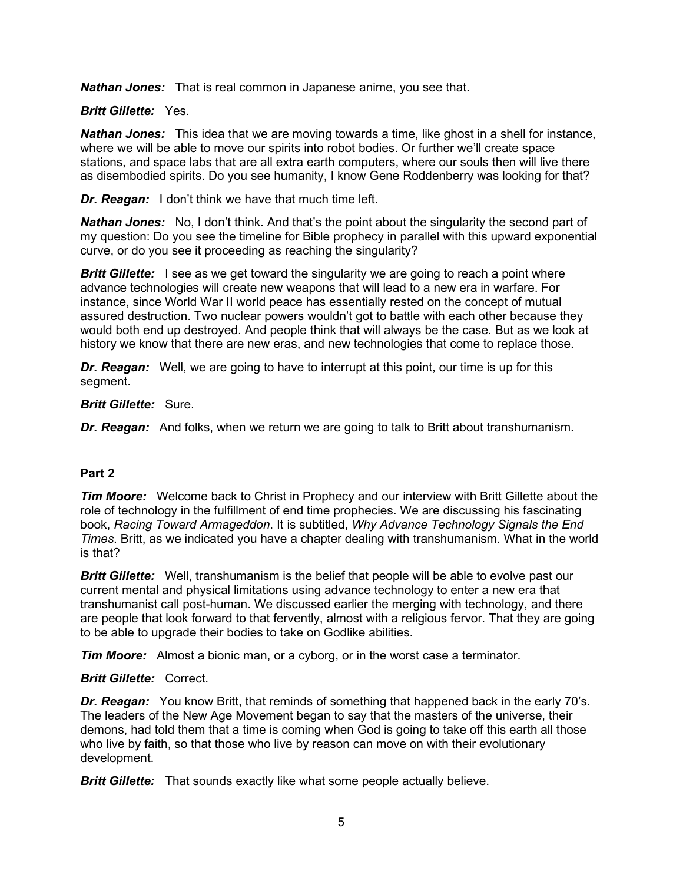***Nathan Jones:*** That is real common in Japanese anime, you see that.

***Britt Gillette:*** Yes.

***Nathan Jones:*** This idea that we are moving towards a time, like ghost in a shell for instance, where we will be able to move our spirits into robot bodies. Or further we'll create space stations, and space labs that are all extra earth computers, where our souls then will live there as disembodied spirits. Do you see humanity, I know Gene Roddenberry was looking for that?

***Dr. Reagan:*** I don't think we have that much time left.

***Nathan Jones:*** No, I don't think. And that's the point about the singularity the second part of my question: Do you see the timeline for Bible prophecy in parallel with this upward exponential curve, or do you see it proceeding as reaching the singularity?

***Britt Gillette:*** I see as we get toward the singularity we are going to reach a point where advance technologies will create new weapons that will lead to a new era in warfare. For instance, since World War II world peace has essentially rested on the concept of mutual assured destruction. Two nuclear powers wouldn't got to battle with each other because they would both end up destroyed. And people think that will always be the case. But as we look at history we know that there are new eras, and new technologies that come to replace those.

***Dr. Reagan:*** Well, we are going to have to interrupt at this point, our time is up for this segment.

***Britt Gillette:*** Sure.

***Dr. Reagan:*** And folks, when we return we are going to talk to Britt about transhumanism.

**Part 2**

***Tim Moore:*** Welcome back to Christ in Prophecy and our interview with Britt Gillette about the role of technology in the fulfillment of end time prophecies. We are discussing his fascinating book, *Racing Toward Armageddon*. It is subtitled, *Why Advance Technology Signals the End Times*. Britt, as we indicated you have a chapter dealing with transhumanism. What in the world is that?

***Britt Gillette:*** Well, transhumanism is the belief that people will be able to evolve past our current mental and physical limitations using advance technology to enter a new era that transhumanist call post-human. We discussed earlier the merging with technology, and there are people that look forward to that fervently, almost with a religious fervor. That they are going to be able to upgrade their bodies to take on Godlike abilities.

***Tim Moore:*** Almost a bionic man, or a cyborg, or in the worst case a terminator.

***Britt Gillette:*** Correct.

***Dr. Reagan:*** You know Britt, that reminds of something that happened back in the early 70's. The leaders of the New Age Movement began to say that the masters of the universe, their demons, had told them that a time is coming when God is going to take off this earth all those who live by faith, so that those who live by reason can move on with their evolutionary development.

***Britt Gillette:*** That sounds exactly like what some people actually believe.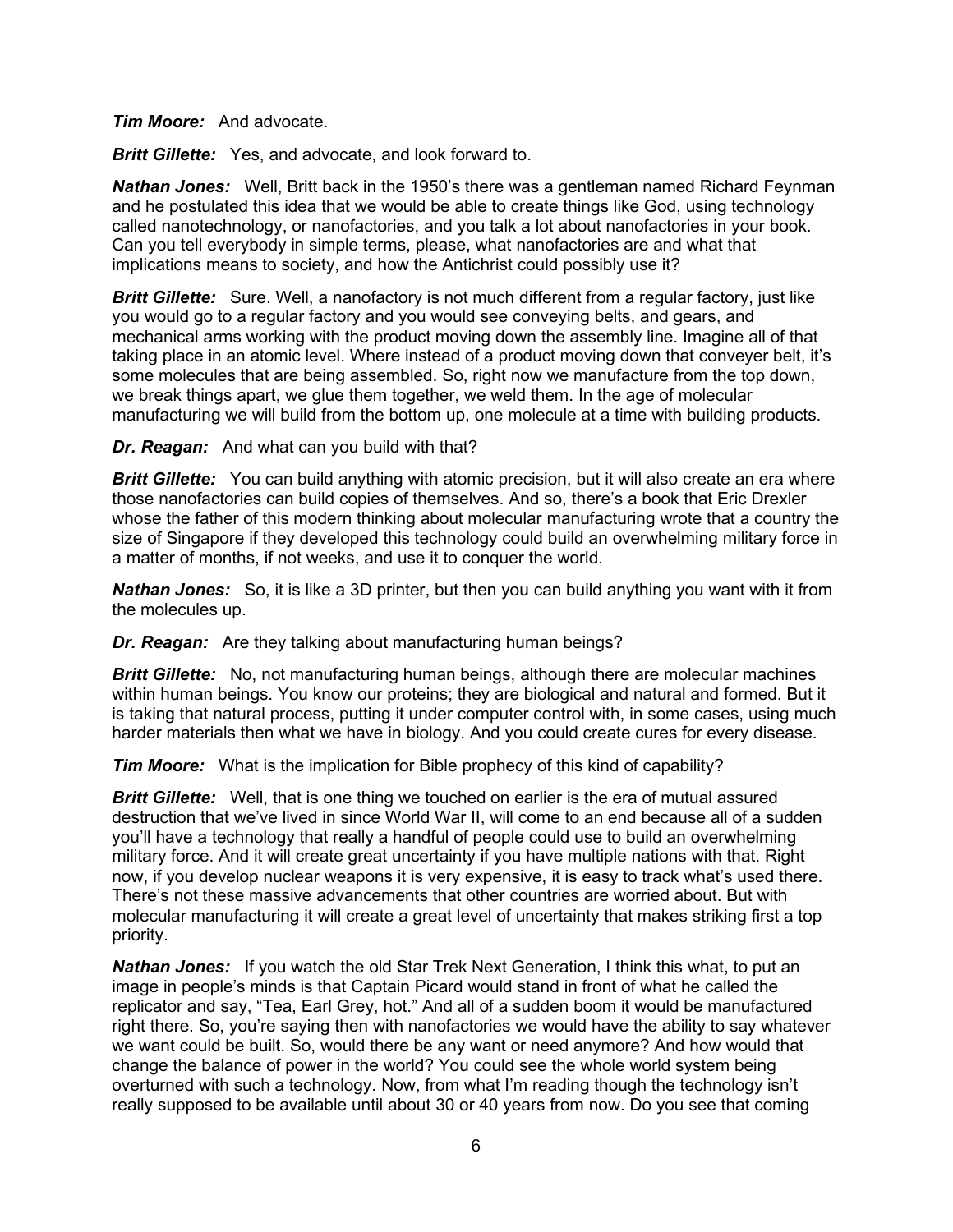***Tim Moore:*** And advocate.

***Britt Gillette:*** Yes, and advocate, and look forward to.

***Nathan Jones:*** Well, Britt back in the 1950's there was a gentleman named Richard Feynman and he postulated this idea that we would be able to create things like God, using technology called nanotechnology, or nanofactories, and you talk a lot about nanofactories in your book. Can you tell everybody in simple terms, please, what nanofactories are and what that implications means to society, and how the Antichrist could possibly use it?

***Britt Gillette:*** Sure. Well, a nanofactory is not much different from a regular factory, just like you would go to a regular factory and you would see conveying belts, and gears, and mechanical arms working with the product moving down the assembly line. Imagine all of that taking place in an atomic level. Where instead of a product moving down that conveyer belt, it's some molecules that are being assembled. So, right now we manufacture from the top down, we break things apart, we glue them together, we weld them. In the age of molecular manufacturing we will build from the bottom up, one molecule at a time with building products.

***Dr. Reagan:*** And what can you build with that?

***Britt Gillette:*** You can build anything with atomic precision, but it will also create an era where those nanofactories can build copies of themselves. And so, there's a book that Eric Drexler whose the father of this modern thinking about molecular manufacturing wrote that a country the size of Singapore if they developed this technology could build an overwhelming military force in a matter of months, if not weeks, and use it to conquer the world.

***Nathan Jones:*** So, it is like a 3D printer, but then you can build anything you want with it from the molecules up.

***Dr. Reagan:*** Are they talking about manufacturing human beings?

***Britt Gillette:*** No, not manufacturing human beings, although there are molecular machines within human beings. You know our proteins; they are biological and natural and formed. But it is taking that natural process, putting it under computer control with, in some cases, using much harder materials then what we have in biology. And you could create cures for every disease.

***Tim Moore:*** What is the implication for Bible prophecy of this kind of capability?

***Britt Gillette:*** Well, that is one thing we touched on earlier is the era of mutual assured destruction that we've lived in since World War II, will come to an end because all of a sudden you'll have a technology that really a handful of people could use to build an overwhelming military force. And it will create great uncertainty if you have multiple nations with that. Right now, if you develop nuclear weapons it is very expensive, it is easy to track what's used there. There's not these massive advancements that other countries are worried about. But with molecular manufacturing it will create a great level of uncertainty that makes striking first a top priority.

***Nathan Jones:*** If you watch the old Star Trek Next Generation, I think this what, to put an image in people's minds is that Captain Picard would stand in front of what he called the replicator and say, "Tea, Earl Grey, hot." And all of a sudden boom it would be manufactured right there. So, you're saying then with nanofactories we would have the ability to say whatever we want could be built. So, would there be any want or need anymore? And how would that change the balance of power in the world? You could see the whole world system being overturned with such a technology. Now, from what I'm reading though the technology isn't really supposed to be available until about 30 or 40 years from now. Do you see that coming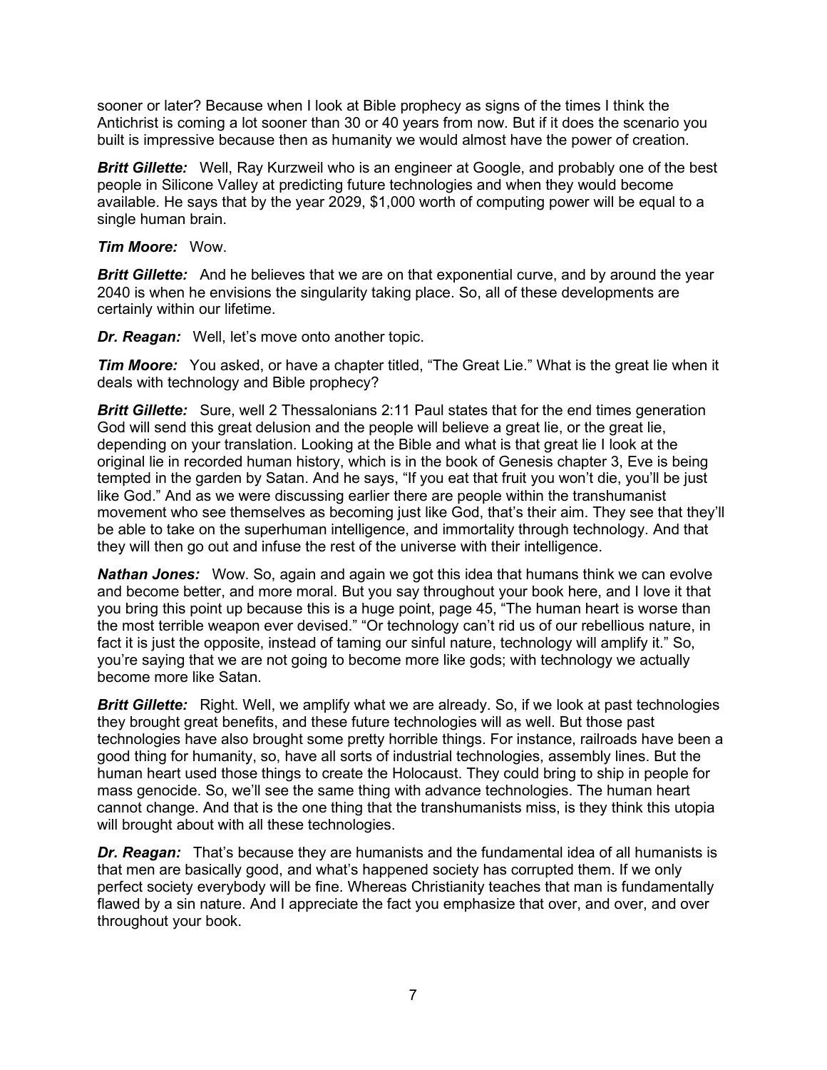sooner or later? Because when I look at Bible prophecy as signs of the times I think the Antichrist is coming a lot sooner than 30 or 40 years from now. But if it does the scenario you built is impressive because then as humanity we would almost have the power of creation.

***Britt Gillette:*** Well, Ray Kurzweil who is an engineer at Google, and probably one of the best people in Silicone Valley at predicting future technologies and when they would become available. He says that by the year 2029, $1,000 worth of computing power will be equal to a single human brain.

***Tim Moore:*** Wow.

***Britt Gillette:*** And he believes that we are on that exponential curve, and by around the year 2040 is when he envisions the singularity taking place. So, all of these developments are certainly within our lifetime.

***Dr. Reagan:*** Well, let's move onto another topic.

***Tim Moore:*** You asked, or have a chapter titled, "The Great Lie." What is the great lie when it deals with technology and Bible prophecy?

***Britt Gillette:*** Sure, well 2 Thessalonians 2:11 Paul states that for the end times generation God will send this great delusion and the people will believe a great lie, or the great lie, depending on your translation. Looking at the Bible and what is that great lie I look at the original lie in recorded human history, which is in the book of Genesis chapter 3, Eve is being tempted in the garden by Satan. And he says, "If you eat that fruit you won't die, you'll be just like God." And as we were discussing earlier there are people within the transhumanist movement who see themselves as becoming just like God, that's their aim. They see that they'll be able to take on the superhuman intelligence, and immortality through technology. And that they will then go out and infuse the rest of the universe with their intelligence.

***Nathan Jones:*** Wow. So, again and again we got this idea that humans think we can evolve and become better, and more moral. But you say throughout your book here, and I love it that you bring this point up because this is a huge point, page 45, "The human heart is worse than the most terrible weapon ever devised." "Or technology can't rid us of our rebellious nature, in fact it is just the opposite, instead of taming our sinful nature, technology will amplify it." So, you're saying that we are not going to become more like gods; with technology we actually become more like Satan.

***Britt Gillette:*** Right. Well, we amplify what we are already. So, if we look at past technologies they brought great benefits, and these future technologies will as well. But those past technologies have also brought some pretty horrible things. For instance, railroads have been a good thing for humanity, so, have all sorts of industrial technologies, assembly lines. But the human heart used those things to create the Holocaust. They could bring to ship in people for mass genocide. So, we'll see the same thing with advance technologies. The human heart cannot change. And that is the one thing that the transhumanists miss, is they think this utopia will brought about with all these technologies.

***Dr. Reagan:*** That's because they are humanists and the fundamental idea of all humanists is that men are basically good, and what's happened society has corrupted them. If we only perfect society everybody will be fine. Whereas Christianity teaches that man is fundamentally flawed by a sin nature. And I appreciate the fact you emphasize that over, and over, and over throughout your book.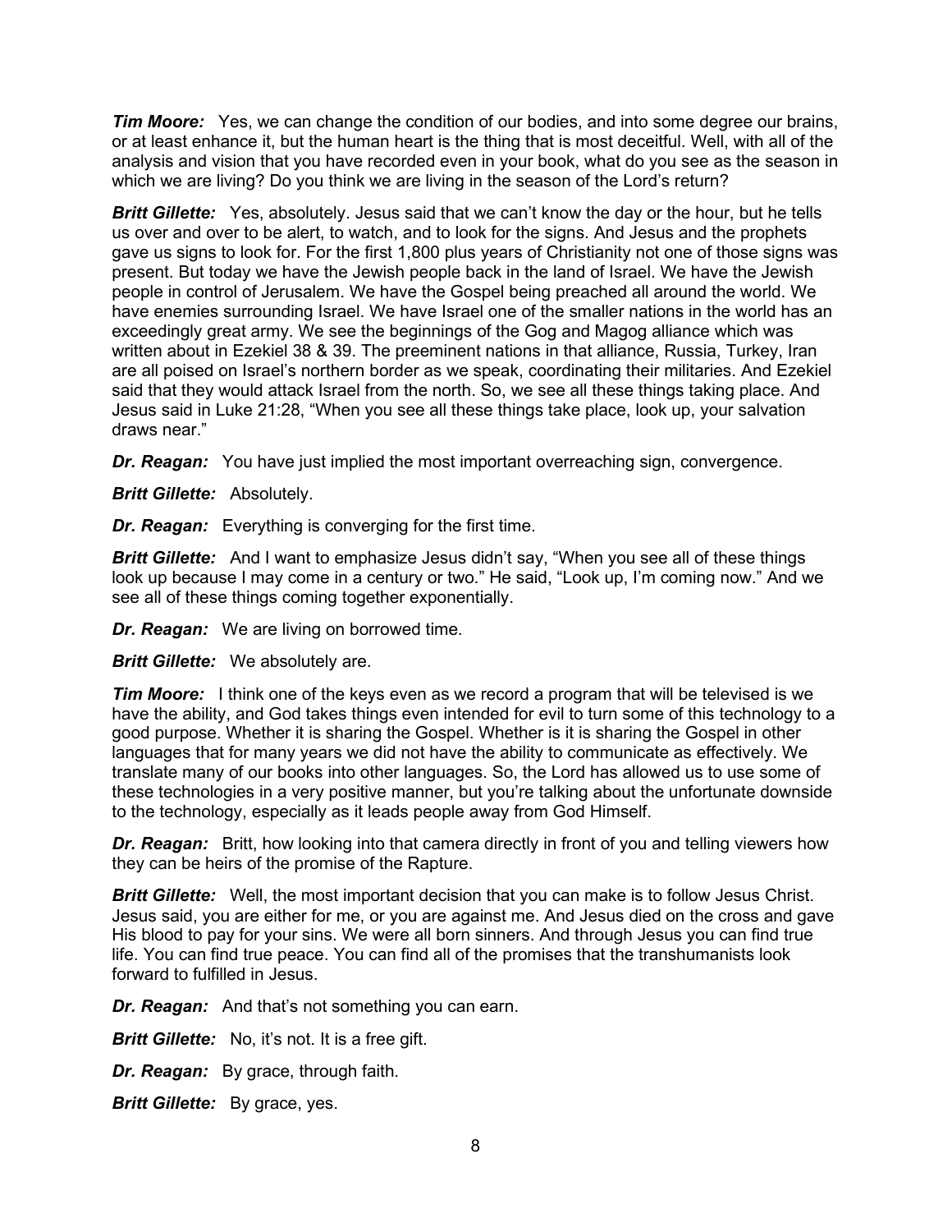***Tim Moore:*** Yes, we can change the condition of our bodies, and into some degree our brains, or at least enhance it, but the human heart is the thing that is most deceitful. Well, with all of the analysis and vision that you have recorded even in your book, what do you see as the season in which we are living? Do you think we are living in the season of the Lord's return?

***Britt Gillette:*** Yes, absolutely. Jesus said that we can't know the day or the hour, but he tells us over and over to be alert, to watch, and to look for the signs. And Jesus and the prophets gave us signs to look for. For the first 1,800 plus years of Christianity not one of those signs was present. But today we have the Jewish people back in the land of Israel. We have the Jewish people in control of Jerusalem. We have the Gospel being preached all around the world. We have enemies surrounding Israel. We have Israel one of the smaller nations in the world has an exceedingly great army. We see the beginnings of the Gog and Magog alliance which was written about in Ezekiel 38 & 39. The preeminent nations in that alliance, Russia, Turkey, Iran are all poised on Israel's northern border as we speak, coordinating their militaries. And Ezekiel said that they would attack Israel from the north. So, we see all these things taking place. And Jesus said in Luke 21:28, "When you see all these things take place, look up, your salvation draws near."

***Dr. Reagan:*** You have just implied the most important overreaching sign, convergence.

***Britt Gillette:*** Absolutely.

***Dr. Reagan:*** Everything is converging for the first time.

***Britt Gillette:*** And I want to emphasize Jesus didn't say, "When you see all of these things look up because I may come in a century or two." He said, "Look up, I'm coming now." And we see all of these things coming together exponentially.

***Dr. Reagan:*** We are living on borrowed time.

***Britt Gillette:*** We absolutely are.

***Tim Moore:*** I think one of the keys even as we record a program that will be televised is we have the ability, and God takes things even intended for evil to turn some of this technology to a good purpose. Whether it is sharing the Gospel. Whether is it is sharing the Gospel in other languages that for many years we did not have the ability to communicate as effectively. We translate many of our books into other languages. So, the Lord has allowed us to use some of these technologies in a very positive manner, but you're talking about the unfortunate downside to the technology, especially as it leads people away from God Himself.

***Dr. Reagan:*** Britt, how looking into that camera directly in front of you and telling viewers how they can be heirs of the promise of the Rapture.

***Britt Gillette:*** Well, the most important decision that you can make is to follow Jesus Christ. Jesus said, you are either for me, or you are against me. And Jesus died on the cross and gave His blood to pay for your sins. We were all born sinners. And through Jesus you can find true life. You can find true peace. You can find all of the promises that the transhumanists look forward to fulfilled in Jesus.

***Dr. Reagan:*** And that's not something you can earn.

***Britt Gillette:*** No, it's not. It is a free gift.

***Dr. Reagan:*** By grace, through faith.

***Britt Gillette:*** By grace, yes.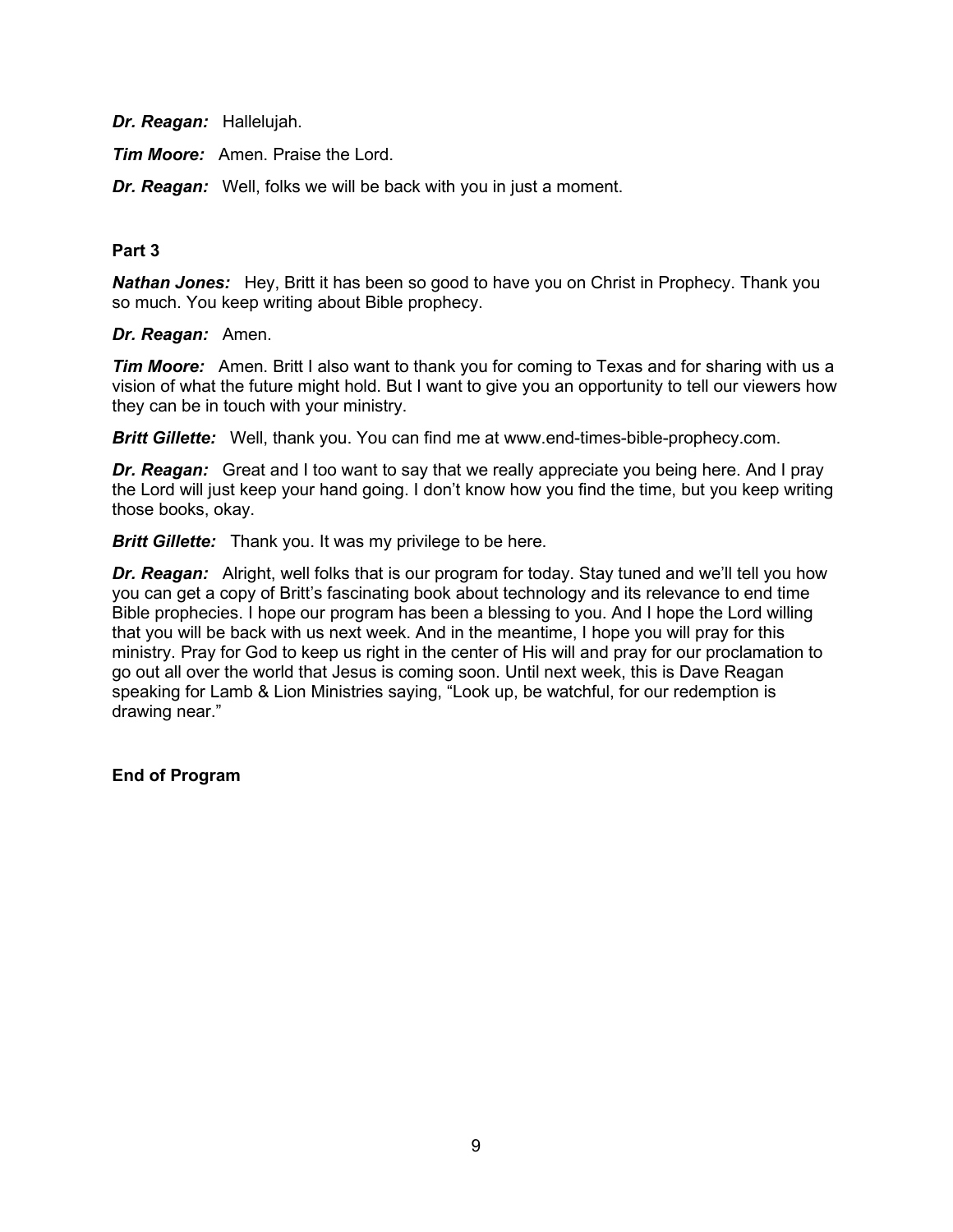***Dr. Reagan:*** Hallelujah.

***Tim Moore:*** Amen. Praise the Lord.

***Dr. Reagan:*** Well, folks we will be back with you in just a moment.

**Part 3**

***Nathan Jones:*** Hey, Britt it has been so good to have you on Christ in Prophecy. Thank you so much. You keep writing about Bible prophecy.

***Dr. Reagan:*** Amen.

***Tim Moore:*** Amen. Britt I also want to thank you for coming to Texas and for sharing with us a vision of what the future might hold. But I want to give you an opportunity to tell our viewers how they can be in touch with your ministry.

***Britt Gillette:*** Well, thank you. You can find me at www.end-times-bible-prophecy.com.

***Dr. Reagan:*** Great and I too want to say that we really appreciate you being here. And I pray the Lord will just keep your hand going. I don't know how you find the time, but you keep writing those books, okay.

***Britt Gillette:*** Thank you. It was my privilege to be here.

***Dr. Reagan:*** Alright, well folks that is our program for today. Stay tuned and we'll tell you how you can get a copy of Britt's fascinating book about technology and its relevance to end time Bible prophecies. I hope our program has been a blessing to you. And I hope the Lord willing that you will be back with us next week. And in the meantime, I hope you will pray for this ministry. Pray for God to keep us right in the center of His will and pray for our proclamation to go out all over the world that Jesus is coming soon. Until next week, this is Dave Reagan speaking for Lamb & Lion Ministries saying, "Look up, be watchful, for our redemption is drawing near."

**End of Program**